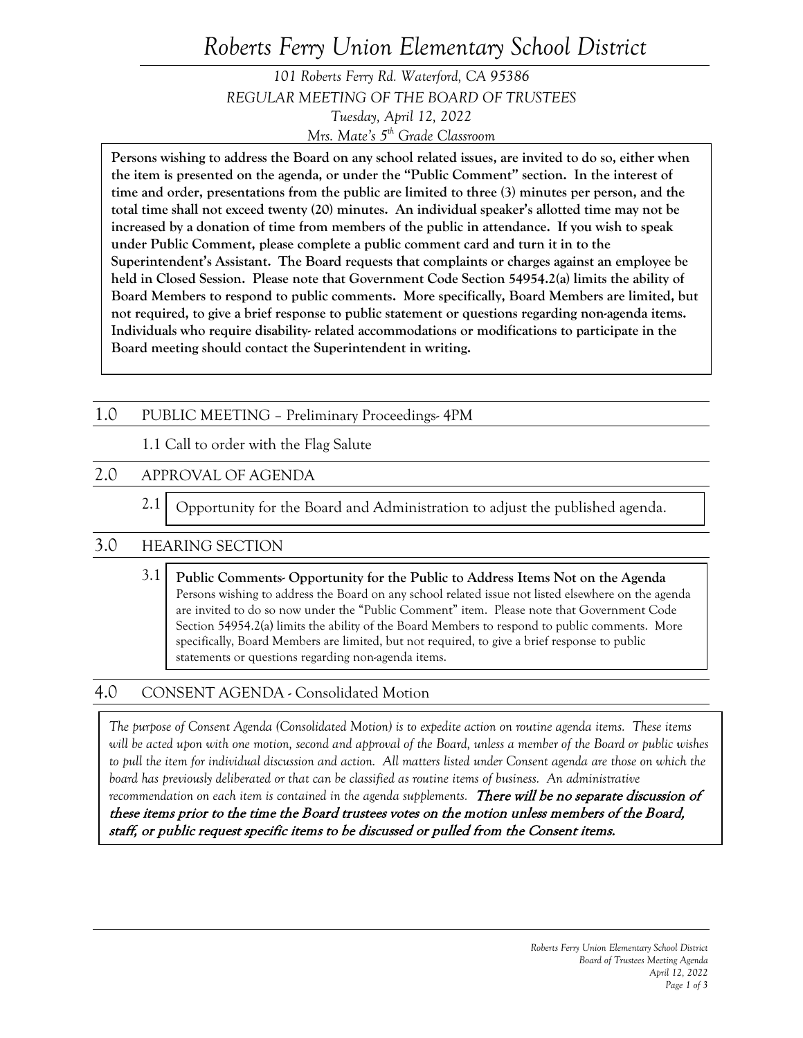# *Roberts Ferry Union Elementary School District*

*101 Roberts Ferry Rd. Waterford, CA 95386*
*REGULAR MEETING OF THE BOARD OF TRUSTEES*
*Tuesday, April 12, 2022*
*Mrs. Mate's 5th Grade Classroom*

**Persons wishing to address the Board on any school related issues, are invited to do so, either when the item is presented on the agenda, or under the "Public Comment" section. In the interest of time and order, presentations from the public are limited to three (3) minutes per person, and the total time shall not exceed twenty (20) minutes. An individual speaker's allotted time may not be increased by a donation of time from members of the public in attendance. If you wish to speak under Public Comment, please complete a public comment card and turn it in to the Superintendent's Assistant. The Board requests that complaints or charges against an employee be held in Closed Session. Please note that Government Code Section 54954.2(a) limits the ability of Board Members to respond to public comments. More specifically, Board Members are limited, but not required, to give a brief response to public statement or questions regarding non-agenda items. Individuals who require disability- related accommodations or modifications to participate in the Board meeting should contact the Superintendent in writing.**

## 1.0 PUBLIC MEETING – Preliminary Proceedings- 4PM

1.1 Call to order with the Flag Salute

## 2.0 APPROVAL OF AGENDA

2.1 Opportunity for the Board and Administration to adjust the published agenda.

## 3.0 HEARING SECTION

3.1 **Public Comments- Opportunity for the Public to Address Items Not on the Agenda**
Persons wishing to address the Board on any school related issue not listed elsewhere on the agenda are invited to do so now under the "Public Comment" item. Please note that Government Code Section 54954.2(a) limits the ability of the Board Members to respond to public comments. More specifically, Board Members are limited, but not required, to give a brief response to public statements or questions regarding non-agenda items.

## 4.0 CONSENT AGENDA - Consolidated Motion

*The purpose of Consent Agenda (Consolidated Motion) is to expedite action on routine agenda items. These items will be acted upon with one motion, second and approval of the Board, unless a member of the Board or public wishes to pull the item for individual discussion and action. All matters listed under Consent agenda are those on which the board has previously deliberated or that can be classified as routine items of business. An administrative recommendation on each item is contained in the agenda supplements.* ***There will be no separate discussion of these items prior to the time the Board trustees votes on the motion unless members of the Board, staff, or public request specific items to be discussed or pulled from the Consent items.***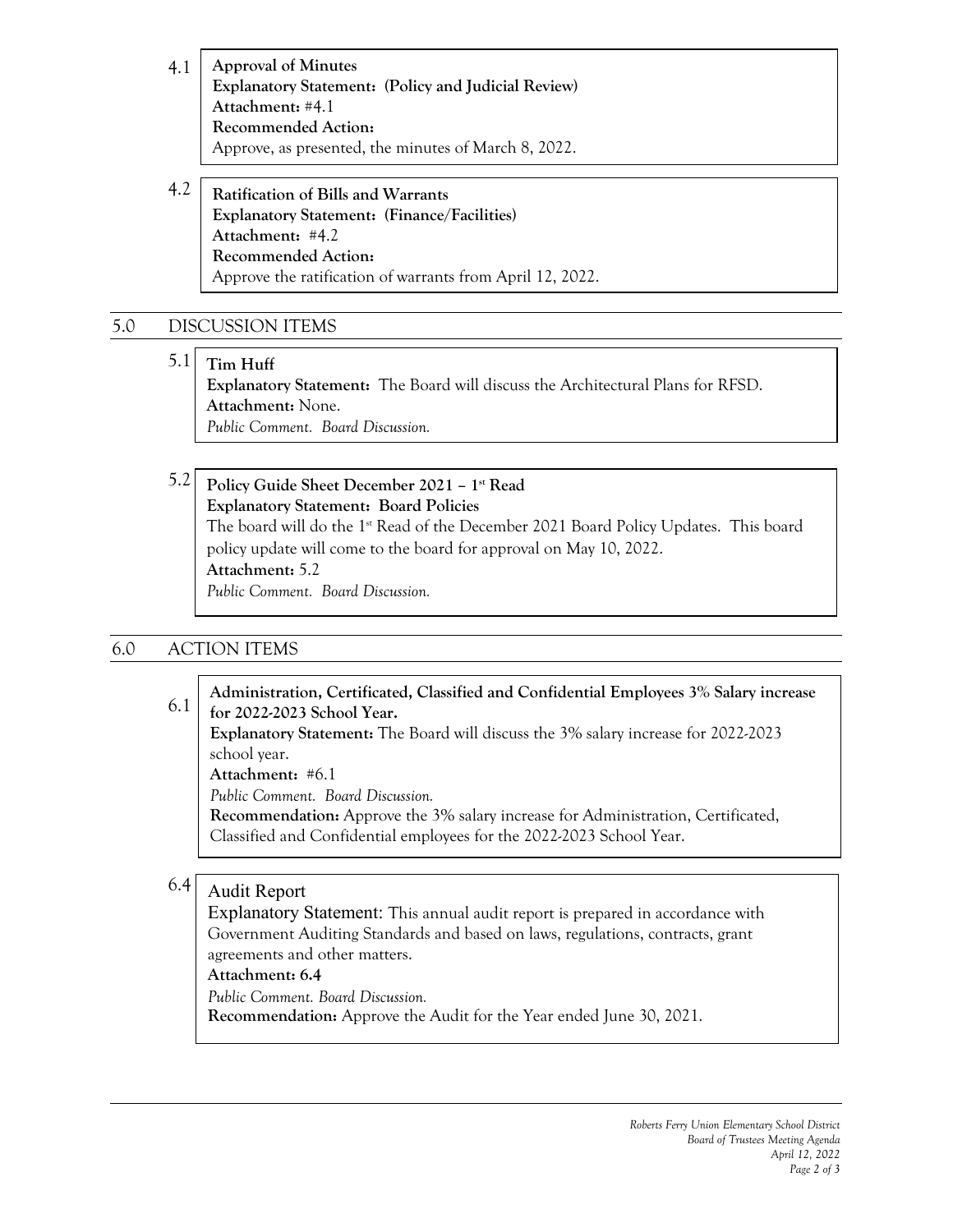4.1 **Approval of Minutes**
**Explanatory Statement: (Policy and Judicial Review)**
**Attachment:** #4.1
**Recommended Action:**
Approve, as presented, the minutes of March 8, 2022.

4.2 **Ratification of Bills and Warrants**
**Explanatory Statement: (Finance/Facilities)**
**Attachment:** #4.2
**Recommended Action:**
Approve the ratification of warrants from April 12, 2022.

## 5.0 DISCUSSION ITEMS

5.1 **Tim Huff**
**Explanatory Statement:** The Board will discuss the Architectural Plans for RFSD.
**Attachment:** None.
*Public Comment. Board Discussion.*

5.2 **Policy Guide Sheet December 2021 – 1st Read**
**Explanatory Statement: Board Policies**
The board will do the 1st Read of the December 2021 Board Policy Updates. This board policy update will come to the board for approval on May 10, 2022.
**Attachment:** 5.2
*Public Comment. Board Discussion.*

## 6.0 ACTION ITEMS

6.1 **Administration, Certificated, Classified and Confidential Employees 3% Salary increase for 2022-2023 School Year.**
**Explanatory Statement:** The Board will discuss the 3% salary increase for 2022-2023 school year.
**Attachment:** #6.1
*Public Comment. Board Discussion.*
**Recommendation:** Approve the 3% salary increase for Administration, Certificated, Classified and Confidential employees for the 2022-2023 School Year.

6.4 Audit Report
Explanatory Statement: This annual audit report is prepared in accordance with Government Auditing Standards and based on laws, regulations, contracts, grant agreements and other matters.
**Attachment: 6.4**
*Public Comment. Board Discussion.*
**Recommendation:** Approve the Audit for the Year ended June 30, 2021.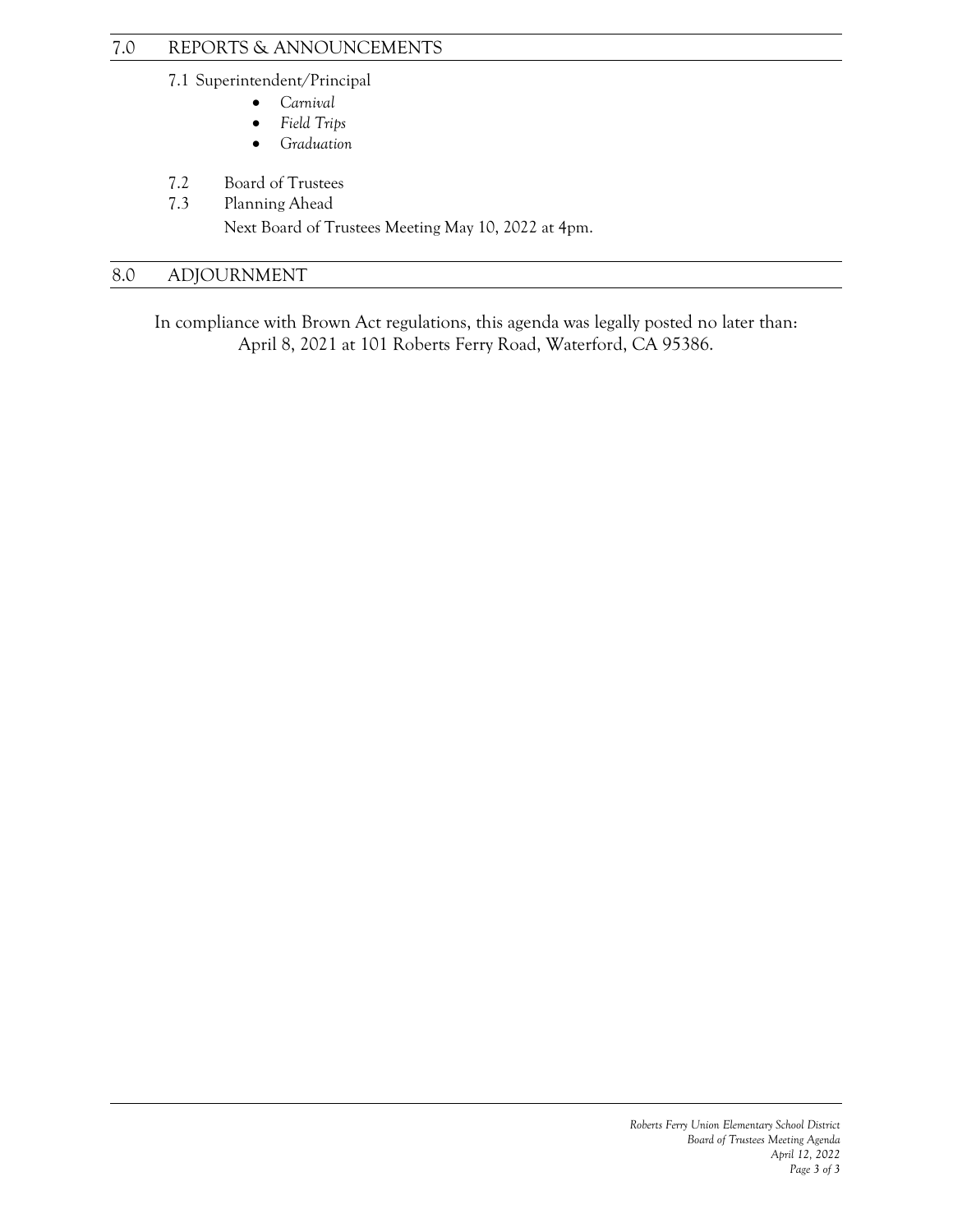## 7.0 REPORTS & ANNOUNCEMENTS

7.1 Superintendent/Principal

- *Carnival*
- *Field Trips*
- *Graduation*

7.2 Board of Trustees

7.3 Planning Ahead

Next Board of Trustees Meeting May 10, 2022 at 4pm.

## 8.0 ADJOURNMENT

In compliance with Brown Act regulations, this agenda was legally posted no later than: April 8, 2021 at 101 Roberts Ferry Road, Waterford, CA 95386.